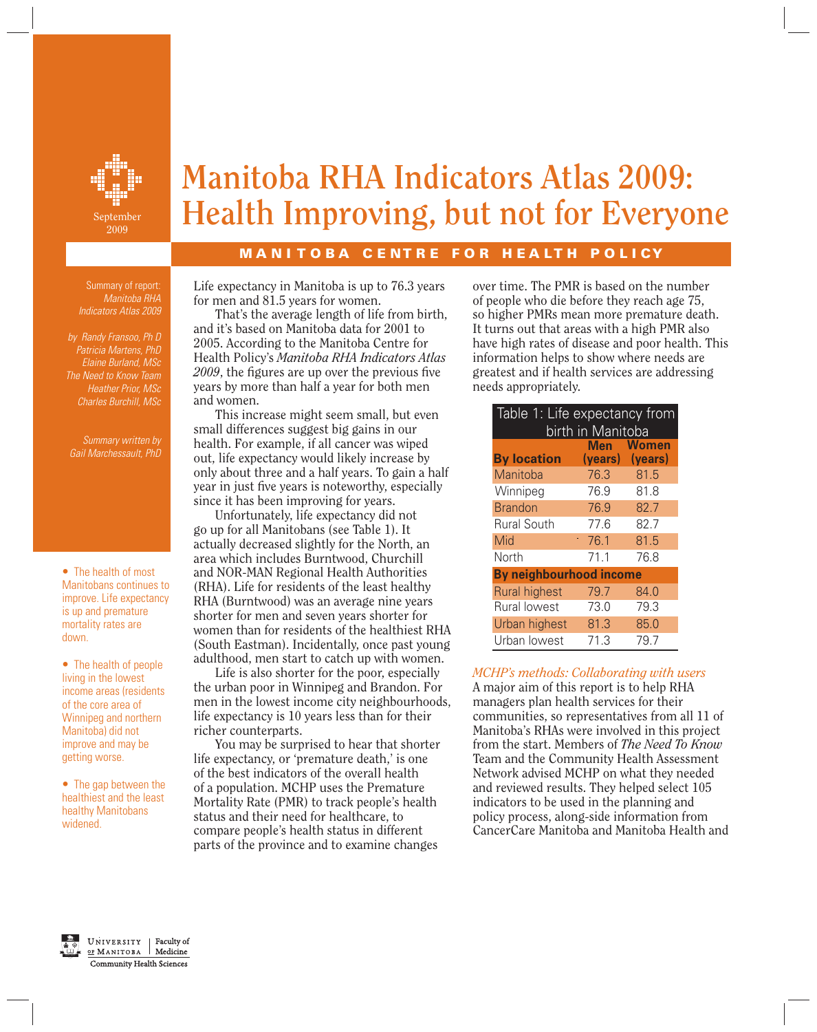September 2009

# Manitoba RHA Indicators Atlas 2009: Health Improving, but not for Everyone

**MANITOBA CENTRE FOR HEALTH POLICY**

Summary of report: *Manitoba RHA Indicators Atlas 2009*

*by Randy Fransoo, Ph D*
*Patricia Martens, PhD*
*Elaine Burland, MSc*
*The Need to Know Team*
*Heather Prior, MSc*
*Charles Burchill, MSc*

*Summary written by Gail Marchessault, PhD*

- The health of most Manitobans continues to improve. Life expectancy is up and premature mortality rates are down.
- The health of people living in the lowest income areas (residents of the core area of Winnipeg and northern Manitoba) did not improve and may be getting worse.
- The gap between the healthiest and the least healthy Manitobans widened.

Life expectancy in Manitoba is up to 76.3 years for men and 81.5 years for women.

That's the average length of life from birth, and it's based on Manitoba data for 2001 to 2005. According to the Manitoba Centre for Health Policy's *Manitoba RHA Indicators Atlas 2009*, the figures are up over the previous five years by more than half a year for both men and women.

This increase might seem small, but even small differences suggest big gains in our health. For example, if all cancer was wiped out, life expectancy would likely increase by only about three and a half years. To gain a half year in just five years is noteworthy, especially since it has been improving for years.

Unfortunately, life expectancy did not go up for all Manitobans (see Table 1). It actually decreased slightly for the North, an area which includes Burntwood, Churchill and NOR-MAN Regional Health Authorities (RHA). Life for residents of the least healthy RHA (Burntwood) was an average nine years shorter for men and seven years shorter for women than for residents of the healthiest RHA (South Eastman). Incidentally, once past young adulthood, men start to catch up with women.

Life is also shorter for the poor, especially the urban poor in Winnipeg and Brandon. For men in the lowest income city neighbourhoods, life expectancy is 10 years less than for their richer counterparts.

You may be surprised to hear that shorter life expectancy, or 'premature death,' is one of the best indicators of the overall health of a population. MCHP uses the Premature Mortality Rate (PMR) to track people's health status and their need for healthcare, to compare people's health status in different parts of the province and to examine changes over time. The PMR is based on the number of people who die before they reach age 75, so higher PMRs mean more premature death. It turns out that areas with a high PMR also have high rates of disease and poor health. This information helps to show where needs are greatest and if health services are addressing needs appropriately.

| Table 1: Life expectancy from birth in Manitoba | | |
|---|---|---|
| **By location** | **Men (years)** | **Women (years)** |
| Manitoba | 76.3 | 81.5 |
| Winnipeg | 76.9 | 81.8 |
| Brandon | 76.9 | 82.7 |
| Rural South | 77.6 | 82.7 |
| Mid | 76.1 | 81.5 |
| North | 71.1 | 76.8 |
| **By neighbourhood income** | | |
| Rural highest | 79.7 | 84.0 |
| Rural lowest | 73.0 | 79.3 |
| Urban highest | 81.3 | 85.0 |
| Urban lowest | 71.3 | 79.7 |

### *MCHP's methods: Collaborating with users*

A major aim of this report is to help RHA managers plan health services for their communities, so representatives from all 11 of Manitoba's RHAs were involved in this project from the start. Members of *The Need To Know* Team and the Community Health Assessment Network advised MCHP on what they needed and reviewed results. They helped select 105 indicators to be used in the planning and policy process, along-side information from CancerCare Manitoba and Manitoba Health and

University of Manitoba | Faculty of Medicine
Community Health Sciences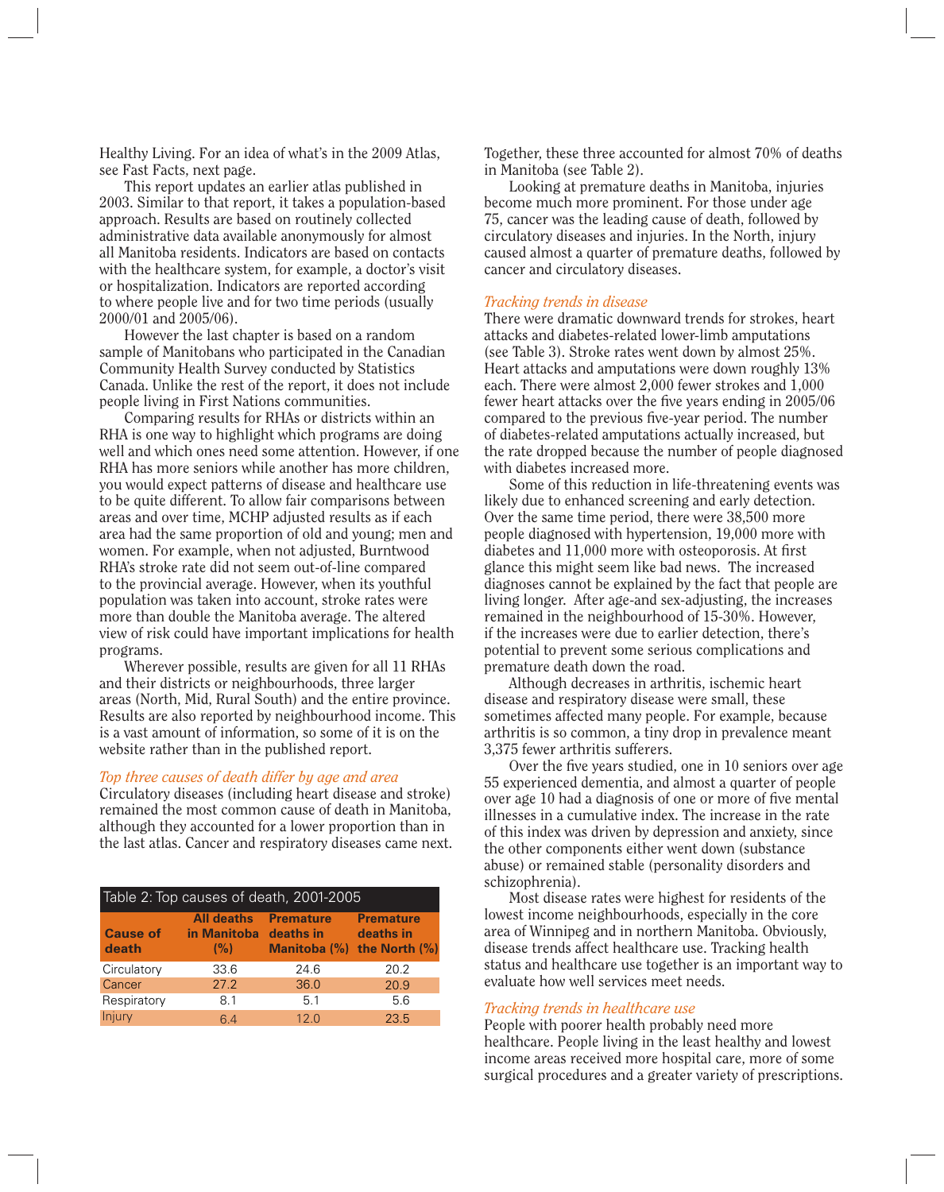Healthy Living. For an idea of what's in the 2009 Atlas, see Fast Facts, next page.

This report updates an earlier atlas published in 2003. Similar to that report, it takes a population-based approach. Results are based on routinely collected administrative data available anonymously for almost all Manitoba residents. Indicators are based on contacts with the healthcare system, for example, a doctor's visit or hospitalization. Indicators are reported according to where people live and for two time periods (usually 2000/01 and 2005/06).

However the last chapter is based on a random sample of Manitobans who participated in the Canadian Community Health Survey conducted by Statistics Canada. Unlike the rest of the report, it does not include people living in First Nations communities.

Comparing results for RHAs or districts within an RHA is one way to highlight which programs are doing well and which ones need some attention. However, if one RHA has more seniors while another has more children, you would expect patterns of disease and healthcare use to be quite different. To allow fair comparisons between areas and over time, MCHP adjusted results as if each area had the same proportion of old and young; men and women. For example, when not adjusted, Burntwood RHA's stroke rate did not seem out-of-line compared to the provincial average. However, when its youthful population was taken into account, stroke rates were more than double the Manitoba average. The altered view of risk could have important implications for health programs.

Wherever possible, results are given for all 11 RHAs and their districts or neighbourhoods, three larger areas (North, Mid, Rural South) and the entire province. Results are also reported by neighbourhood income. This is a vast amount of information, so some of it is on the website rather than in the published report.

### *Top three causes of death differ by age and area*

Circulatory diseases (including heart disease and stroke) remained the most common cause of death in Manitoba, although they accounted for a lower proportion than in the last atlas. Cancer and respiratory diseases came next. Together, these three accounted for almost 70% of deaths in Manitoba (see Table 2).

Table 2: Top causes of death, 2001-2005

| Cause of death | All deaths in Manitoba (%) | Premature deaths in Manitoba (%) | Premature deaths in the North (%) |
|---|---|---|---|
| Circulatory | 33.6 | 24.6 | 20.2 |
| Cancer | 27.2 | 36.0 | 20.9 |
| Respiratory | 8.1 | 5.1 | 5.6 |
| Injury | 6.4 | 12.0 | 23.5 |

Looking at premature deaths in Manitoba, injuries become much more prominent. For those under age 75, cancer was the leading cause of death, followed by circulatory diseases and injuries. In the North, injury caused almost a quarter of premature deaths, followed by cancer and circulatory diseases.

### *Tracking trends in disease*

There were dramatic downward trends for strokes, heart attacks and diabetes-related lower-limb amputations (see Table 3). Stroke rates went down by almost 25%. Heart attacks and amputations were down roughly 13% each. There were almost 2,000 fewer strokes and 1,000 fewer heart attacks over the five years ending in 2005/06 compared to the previous five-year period. The number of diabetes-related amputations actually increased, but the rate dropped because the number of people diagnosed with diabetes increased more.

Some of this reduction in life-threatening events was likely due to enhanced screening and early detection. Over the same time period, there were 38,500 more people diagnosed with hypertension, 19,000 more with diabetes and 11,000 more with osteoporosis. At first glance this might seem like bad news. The increased diagnoses cannot be explained by the fact that people are living longer. After age-and sex-adjusting, the increases remained in the neighbourhood of 15-30%. However, if the increases were due to earlier detection, there's potential to prevent some serious complications and premature death down the road.

Although decreases in arthritis, ischemic heart disease and respiratory disease were small, these sometimes affected many people. For example, because arthritis is so common, a tiny drop in prevalence meant 3,375 fewer arthritis sufferers.

Over the five years studied, one in 10 seniors over age 55 experienced dementia, and almost a quarter of people over age 10 had a diagnosis of one or more of five mental illnesses in a cumulative index. The increase in the rate of this index was driven by depression and anxiety, since the other components either went down (substance abuse) or remained stable (personality disorders and schizophrenia).

Most disease rates were highest for residents of the lowest income neighbourhoods, especially in the core area of Winnipeg and in northern Manitoba. Obviously, disease trends affect healthcare use. Tracking health status and healthcare use together is an important way to evaluate how well services meet needs.

### *Tracking trends in healthcare use*

People with poorer health probably need more healthcare. People living in the least healthy and lowest income areas received more hospital care, more of some surgical procedures and a greater variety of prescriptions.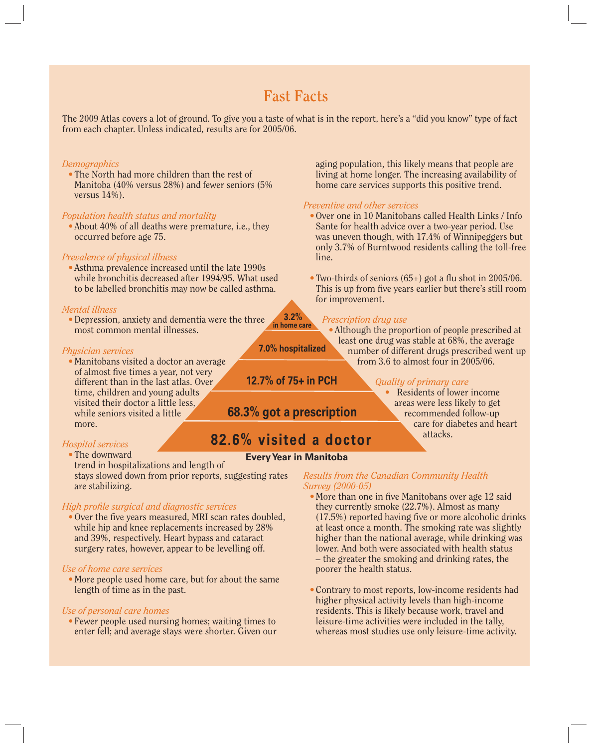# Fast Facts

The 2009 Atlas covers a lot of ground. To give you a taste of what is in the report, here's a "did you know" type of fact from each chapter. Unless indicated, results are for 2005/06.

*Demographics*

- The North had more children than the rest of Manitoba (40% versus 28%) and fewer seniors (5% versus 14%).

*Population health status and mortality*

- About 40% of all deaths were premature, i.e., they occurred before age 75.

*Prevalence of physical illness*

- Asthma prevalence increased until the late 1990s while bronchitis decreased after 1994/95. What used to be labelled bronchitis may now be called asthma.

*Mental illness*

- Depression, anxiety and dementia were the three most common mental illnesses.

*Physician services*

- Manitobans visited a doctor an average of almost five times a year, not very different than in the last atlas. Over time, children and young adults visited their doctor a little less, while seniors visited a little more.

*Hospital services*

- The downward trend in hospitalizations and length of stays slowed down from prior reports, suggesting rates are stabilizing.

*High profile surgical and diagnostic services*

- Over the five years measured, MRI scan rates doubled, while hip and knee replacements increased by 28% and 39%, respectively. Heart bypass and cataract surgery rates, however, appear to be levelling off.

*Use of home care services*

- More people used home care, but for about the same length of time as in the past.

*Use of personal care homes*

- Fewer people used nursing homes; waiting times to enter fell; and average stays were shorter. Given our aging population, this likely means that people are living at home longer. The increasing availability of home care services supports this positive trend.

*Preventive and other services*

- Over one in 10 Manitobans called Health Links / Info Sante for health advice over a two-year period. Use was uneven though, with 17.4% of Winnipeggers but only 3.7% of Burntwood residents calling the toll-free line.
- Two-thirds of seniors (65+) got a flu shot in 2005/06. This is up from five years earlier but there's still room for improvement.

*Prescription drug use*

- Although the proportion of people prescribed at least one drug was stable at 68%, the average number of different drugs prescribed went up from 3.6 to almost four in 2005/06.

*Quality of primary care*

- Residents of lower income areas were less likely to get recommended follow-up care for diabetes and heart attacks.

**3.2% in home care**

**7.0% hospitalized**

**12.7% of 75+ in PCH**

**68.3% got a prescription**

**82.6% visited a doctor**

**Every Year in Manitoba**

*Results from the Canadian Community Health Survey (2000-05)*

- More than one in five Manitobans over age 12 said they currently smoke (22.7%). Almost as many (17.5%) reported having five or more alcoholic drinks at least once a month. The smoking rate was slightly higher than the national average, while drinking was lower. And both were associated with health status – the greater the smoking and drinking rates, the poorer the health status.
- Contrary to most reports, low-income residents had higher physical activity levels than high-income residents. This is likely because work, travel and leisure-time activities were included in the tally, whereas most studies use only leisure-time activity.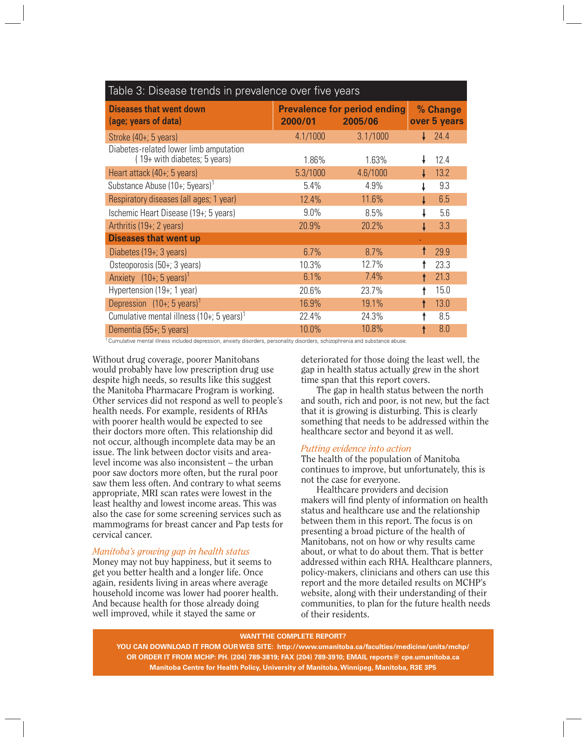## Table 3: Disease trends in prevalence over five years

| Diseases that went down (age; years of data) | Prevalence for period ending 2000/01 | 2005/06 | % Change over 5 years |
|---|---|---|---|
| Stroke (40+; 5 years) | 4.1/1000 | 3.1/1000 | ↓ 24.4 |
| Diabetes-related lower limb amputation (19+ with diabetes; 5 years) | 1.86% | 1.63% | ↓ 12.4 |
| Heart attack (40+; 5 years) | 5.3/1000 | 4.6/1000 | ↓ 13.2 |
| Substance Abuse (10+; 5years)[1] | 5.4% | 4.9% | ↓ 9.3 |
| Respiratory diseases (all ages; 1 year) | 12.4% | 11.6% | ↓ 6.5 |
| Ischemic Heart Disease (19+; 5 years) | 9.0% | 8.5% | ↓ 5.6 |
| Arthritis (19+; 2 years) | 20.9% | 20.2% | ↓ 3.3 |
| **Diseases that went up** | | | |
| Diabetes (19+; 3 years) | 6.7% | 8.7% | ↑ 29.9 |
| Osteoporosis (50+; 3 years) | 10.3% | 12.7% | ↑ 23.3 |
| Anxiety (10+; 5 years)[1] | 6.1% | 7.4% | ↑ 21.3 |
| Hypertension (19+; 1 year) | 20.6% | 23.7% | ↑ 15.0 |
| Depression (10+; 5 years)[1] | 16.9% | 19.1% | ↑ 13.0 |
| Cumulative mental illness (10+; 5 years)[1] | 22.4% | 24.3% | ↑ 8.5 |
| Dementia (55+; 5 years) | 10.0% | 10.8% | ↑ 8.0 |

[1] Cumulative mental illness included depression, anxiety disorders, personality disorders, schizophrenia and substance abuse.

Without drug coverage, poorer Manitobans would probably have low prescription drug use despite high needs, so results like this suggest the Manitoba Pharmacare Program is working. Other services did not respond as well to people's health needs. For example, residents of RHAs with poorer health would be expected to see their doctors more often. This relationship did not occur, although incomplete data may be an issue. The link between doctor visits and area-level income was also inconsistent – the urban poor saw doctors more often, but the rural poor saw them less often. And contrary to what seems appropriate, MRI scan rates were lowest in the least healthy and lowest income areas. This was also the case for some screening services such as mammograms for breast cancer and Pap tests for cervical cancer.

### *Manitoba's growing gap in health status*

Money may not buy happiness, but it seems to get you better health and a longer life. Once again, residents living in areas where average household income was lower had poorer health. And because health for those already doing well improved, while it stayed the same or deteriorated for those doing the least well, the gap in health status actually grew in the short time span that this report covers.

The gap in health status between the north and south, rich and poor, is not new, but the fact that it is growing is disturbing. This is clearly something that needs to be addressed within the healthcare sector and beyond it as well.

### *Putting evidence into action*

The health of the population of Manitoba continues to improve, but unfortunately, this is not the case for everyone.

Healthcare providers and decision makers will find plenty of information on health status and healthcare use and the relationship between them in this report. The focus is on presenting a broad picture of the health of Manitobans, not on how or why results came about, or what to do about them. That is better addressed within each RHA. Healthcare planners, policy-makers, clinicians and others can use this report and the more detailed results on MCHP's website, along with their understanding of their communities, to plan for the future health needs of their residents.

**WANT THE COMPLETE REPORT?**

**YOU CAN DOWNLOAD IT FROM OUR WEB SITE: http://www.umanitoba.ca/faculties/medicine/units/mchp/**

**OR ORDER IT FROM MCHP: PH. (204) 789-3819; FAX (204) 789-3910; EMAIL reports@ cpe.umanitoba.ca**

**Manitoba Centre for Health Policy, University of Manitoba, Winnipeg, Manitoba, R3E 3P5**